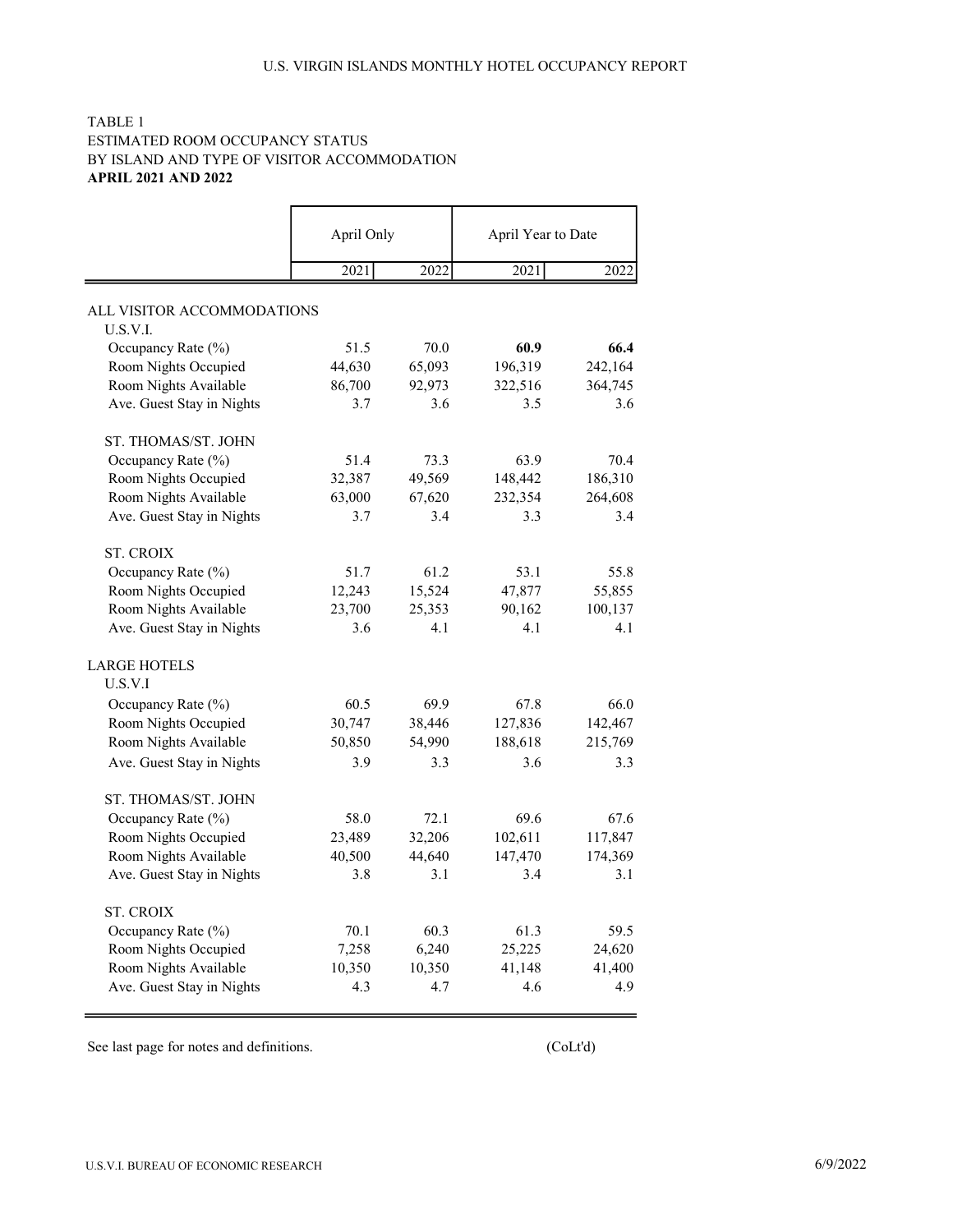U.S. VIRGIN ISLANDS MONTHLY HOTEL OCCUPANCY REPORT

TABLE 1
ESTIMATED ROOM OCCUPANCY STATUS
BY ISLAND AND TYPE OF VISITOR ACCOMMODATION
**APRIL 2021 AND 2022**

| | April Only | | April Year to Date | |
|---|---|---|---|---|
| | 2021 | 2022 | 2021 | 2022 |
| ALL VISITOR ACCOMMODATIONS | | | | |
| U.S.V.I. | | | | |
| Occupancy Rate (%) | 51.5 | 70.0 | **60.9** | **66.4** |
| Room Nights Occupied | 44,630 | 65,093 | 196,319 | 242,164 |
| Room Nights Available | 86,700 | 92,973 | 322,516 | 364,745 |
| Ave. Guest Stay in Nights | 3.7 | 3.6 | 3.5 | 3.6 |
| ST. THOMAS/ST. JOHN | | | | |
| Occupancy Rate (%) | 51.4 | 73.3 | 63.9 | 70.4 |
| Room Nights Occupied | 32,387 | 49,569 | 148,442 | 186,310 |
| Room Nights Available | 63,000 | 67,620 | 232,354 | 264,608 |
| Ave. Guest Stay in Nights | 3.7 | 3.4 | 3.3 | 3.4 |
| ST. CROIX | | | | |
| Occupancy Rate (%) | 51.7 | 61.2 | 53.1 | 55.8 |
| Room Nights Occupied | 12,243 | 15,524 | 47,877 | 55,855 |
| Room Nights Available | 23,700 | 25,353 | 90,162 | 100,137 |
| Ave. Guest Stay in Nights | 3.6 | 4.1 | 4.1 | 4.1 |
| LARGE HOTELS | | | | |
| U.S.V.I | | | | |
| Occupancy Rate (%) | 60.5 | 69.9 | 67.8 | 66.0 |
| Room Nights Occupied | 30,747 | 38,446 | 127,836 | 142,467 |
| Room Nights Available | 50,850 | 54,990 | 188,618 | 215,769 |
| Ave. Guest Stay in Nights | 3.9 | 3.3 | 3.6 | 3.3 |
| ST. THOMAS/ST. JOHN | | | | |
| Occupancy Rate (%) | 58.0 | 72.1 | 69.6 | 67.6 |
| Room Nights Occupied | 23,489 | 32,206 | 102,611 | 117,847 |
| Room Nights Available | 40,500 | 44,640 | 147,470 | 174,369 |
| Ave. Guest Stay in Nights | 3.8 | 3.1 | 3.4 | 3.1 |
| ST. CROIX | | | | |
| Occupancy Rate (%) | 70.1 | 60.3 | 61.3 | 59.5 |
| Room Nights Occupied | 7,258 | 6,240 | 25,225 | 24,620 |
| Room Nights Available | 10,350 | 10,350 | 41,148 | 41,400 |
| Ave. Guest Stay in Nights | 4.3 | 4.7 | 4.6 | 4.9 |

See last page for notes and definitions.

(CoLt'd)

U.S.V.I. BUREAU OF ECONOMIC RESEARCH

6/9/2022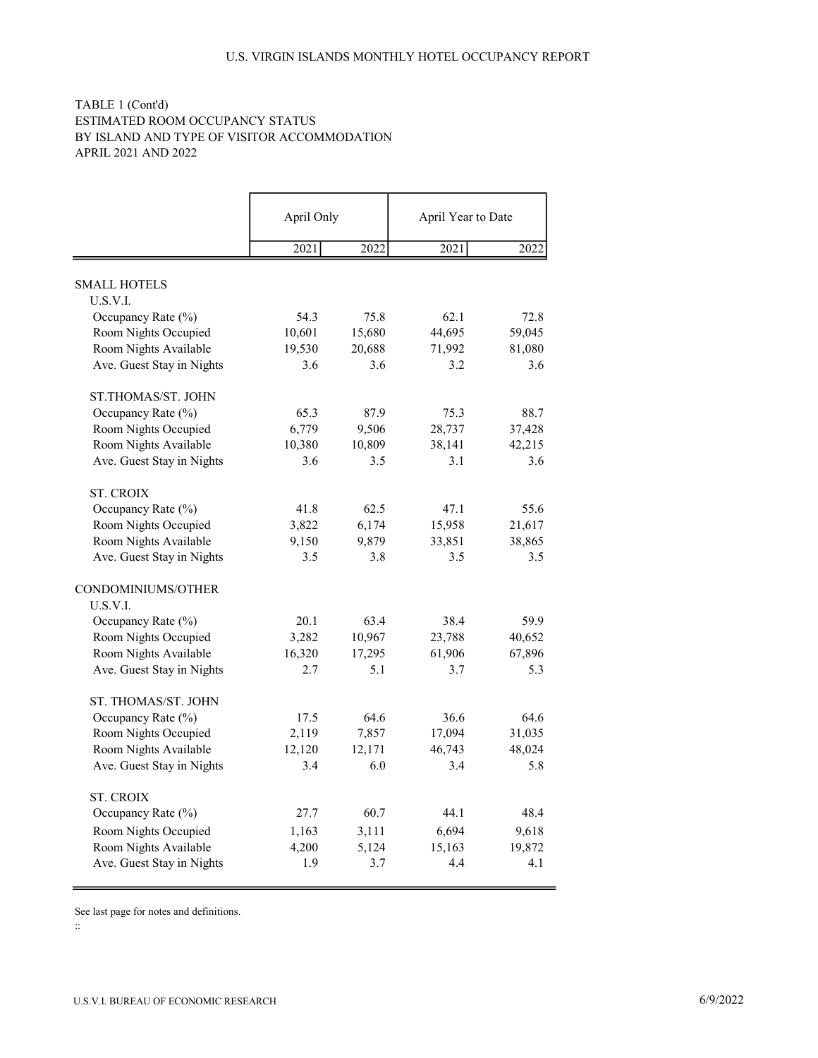TABLE 1 (Cont'd)
ESTIMATED ROOM OCCUPANCY STATUS
BY ISLAND AND TYPE OF VISITOR ACCOMMODATION
APRIL 2021 AND 2022

| | April Only | | April Year to Date | |
|---|---|---|---|---|
| | 2021 | 2022 | 2021 | 2022 |
| **SMALL HOTELS** | | | | |
| U.S.V.I. | | | | |
| Occupancy Rate (%) | 54.3 | 75.8 | 62.1 | 72.8 |
| Room Nights Occupied | 10,601 | 15,680 | 44,695 | 59,045 |
| Room Nights Available | 19,530 | 20,688 | 71,992 | 81,080 |
| Ave. Guest Stay in Nights | 3.6 | 3.6 | 3.2 | 3.6 |
| ST.THOMAS/ST. JOHN | | | | |
| Occupancy Rate (%) | 65.3 | 87.9 | 75.3 | 88.7 |
| Room Nights Occupied | 6,779 | 9,506 | 28,737 | 37,428 |
| Room Nights Available | 10,380 | 10,809 | 38,141 | 42,215 |
| Ave. Guest Stay in Nights | 3.6 | 3.5 | 3.1 | 3.6 |
| ST. CROIX | | | | |
| Occupancy Rate (%) | 41.8 | 62.5 | 47.1 | 55.6 |
| Room Nights Occupied | 3,822 | 6,174 | 15,958 | 21,617 |
| Room Nights Available | 9,150 | 9,879 | 33,851 | 38,865 |
| Ave. Guest Stay in Nights | 3.5 | 3.8 | 3.5 | 3.5 |
| **CONDOMINIUMS/OTHER** | | | | |
| U.S.V.I. | | | | |
| Occupancy Rate (%) | 20.1 | 63.4 | 38.4 | 59.9 |
| Room Nights Occupied | 3,282 | 10,967 | 23,788 | 40,652 |
| Room Nights Available | 16,320 | 17,295 | 61,906 | 67,896 |
| Ave. Guest Stay in Nights | 2.7 | 5.1 | 3.7 | 5.3 |
| ST. THOMAS/ST. JOHN | | | | |
| Occupancy Rate (%) | 17.5 | 64.6 | 36.6 | 64.6 |
| Room Nights Occupied | 2,119 | 7,857 | 17,094 | 31,035 |
| Room Nights Available | 12,120 | 12,171 | 46,743 | 48,024 |
| Ave. Guest Stay in Nights | 3.4 | 6.0 | 3.4 | 5.8 |
| ST. CROIX | | | | |
| Occupancy Rate (%) | 27.7 | 60.7 | 44.1 | 48.4 |
| Room Nights Occupied | 1,163 | 3,111 | 6,694 | 9,618 |
| Room Nights Available | 4,200 | 5,124 | 15,163 | 19,872 |
| Ave. Guest Stay in Nights | 1.9 | 3.7 | 4.4 | 4.1 |

See last page for notes and definitions.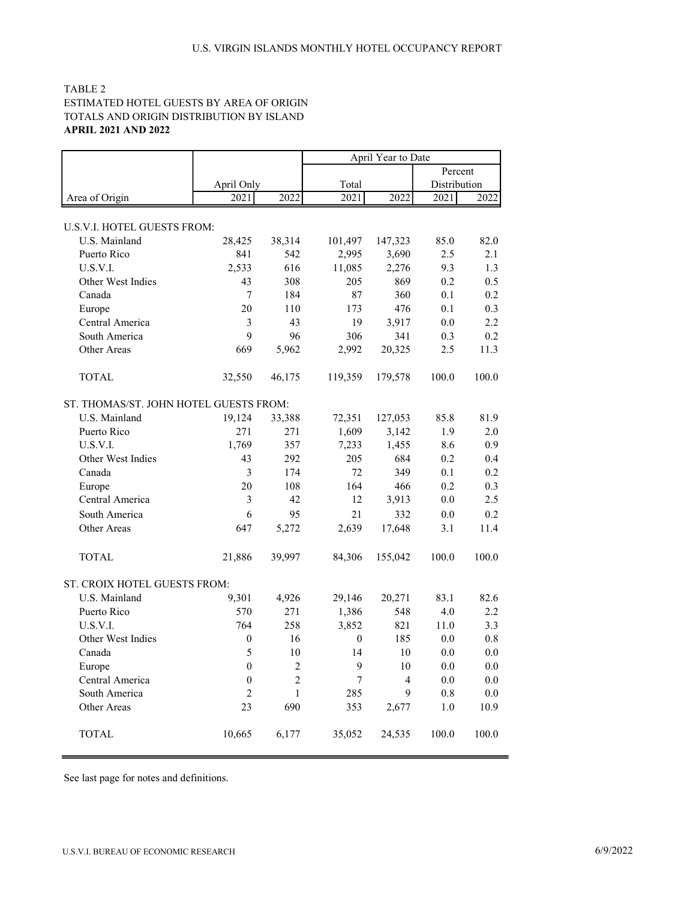TABLE 2
ESTIMATED HOTEL GUESTS BY AREA OF ORIGIN
TOTALS AND ORIGIN DISTRIBUTION BY ISLAND
**APRIL 2021 AND 2022**

| | April Only | | April Year to Date | | | |
|---|---|---|---|---|---|---|
| | | | Total | | Percent Distribution | |
| Area of Origin | 2021 | 2022 | 2021 | 2022 | 2021 | 2022 |
| U.S.V.I. HOTEL GUESTS FROM: | | | | | | |
| U.S. Mainland | 28,425 | 38,314 | 101,497 | 147,323 | 85.0 | 82.0 |
| Puerto Rico | 841 | 542 | 2,995 | 3,690 | 2.5 | 2.1 |
| U.S.V.I. | 2,533 | 616 | 11,085 | 2,276 | 9.3 | 1.3 |
| Other West Indies | 43 | 308 | 205 | 869 | 0.2 | 0.5 |
| Canada | 7 | 184 | 87 | 360 | 0.1 | 0.2 |
| Europe | 20 | 110 | 173 | 476 | 0.1 | 0.3 |
| Central America | 3 | 43 | 19 | 3,917 | 0.0 | 2.2 |
| South America | 9 | 96 | 306 | 341 | 0.3 | 0.2 |
| Other Areas | 669 | 5,962 | 2,992 | 20,325 | 2.5 | 11.3 |
| TOTAL | 32,550 | 46,175 | 119,359 | 179,578 | 100.0 | 100.0 |
| ST. THOMAS/ST. JOHN HOTEL GUESTS FROM: | | | | | | |
| U.S. Mainland | 19,124 | 33,388 | 72,351 | 127,053 | 85.8 | 81.9 |
| Puerto Rico | 271 | 271 | 1,609 | 3,142 | 1.9 | 2.0 |
| U.S.V.I. | 1,769 | 357 | 7,233 | 1,455 | 8.6 | 0.9 |
| Other West Indies | 43 | 292 | 205 | 684 | 0.2 | 0.4 |
| Canada | 3 | 174 | 72 | 349 | 0.1 | 0.2 |
| Europe | 20 | 108 | 164 | 466 | 0.2 | 0.3 |
| Central America | 3 | 42 | 12 | 3,913 | 0.0 | 2.5 |
| South America | 6 | 95 | 21 | 332 | 0.0 | 0.2 |
| Other Areas | 647 | 5,272 | 2,639 | 17,648 | 3.1 | 11.4 |
| TOTAL | 21,886 | 39,997 | 84,306 | 155,042 | 100.0 | 100.0 |
| ST. CROIX HOTEL GUESTS FROM: | | | | | | |
| U.S. Mainland | 9,301 | 4,926 | 29,146 | 20,271 | 83.1 | 82.6 |
| Puerto Rico | 570 | 271 | 1,386 | 548 | 4.0 | 2.2 |
| U.S.V.I. | 764 | 258 | 3,852 | 821 | 11.0 | 3.3 |
| Other West Indies | 0 | 16 | 0 | 185 | 0.0 | 0.8 |
| Canada | 5 | 10 | 14 | 10 | 0.0 | 0.0 |
| Europe | 0 | 2 | 9 | 10 | 0.0 | 0.0 |
| Central America | 0 | 2 | 7 | 4 | 0.0 | 0.0 |
| South America | 2 | 1 | 285 | 9 | 0.8 | 0.0 |
| Other Areas | 23 | 690 | 353 | 2,677 | 1.0 | 10.9 |
| TOTAL | 10,665 | 6,177 | 35,052 | 24,535 | 100.0 | 100.0 |

See last page for notes and definitions.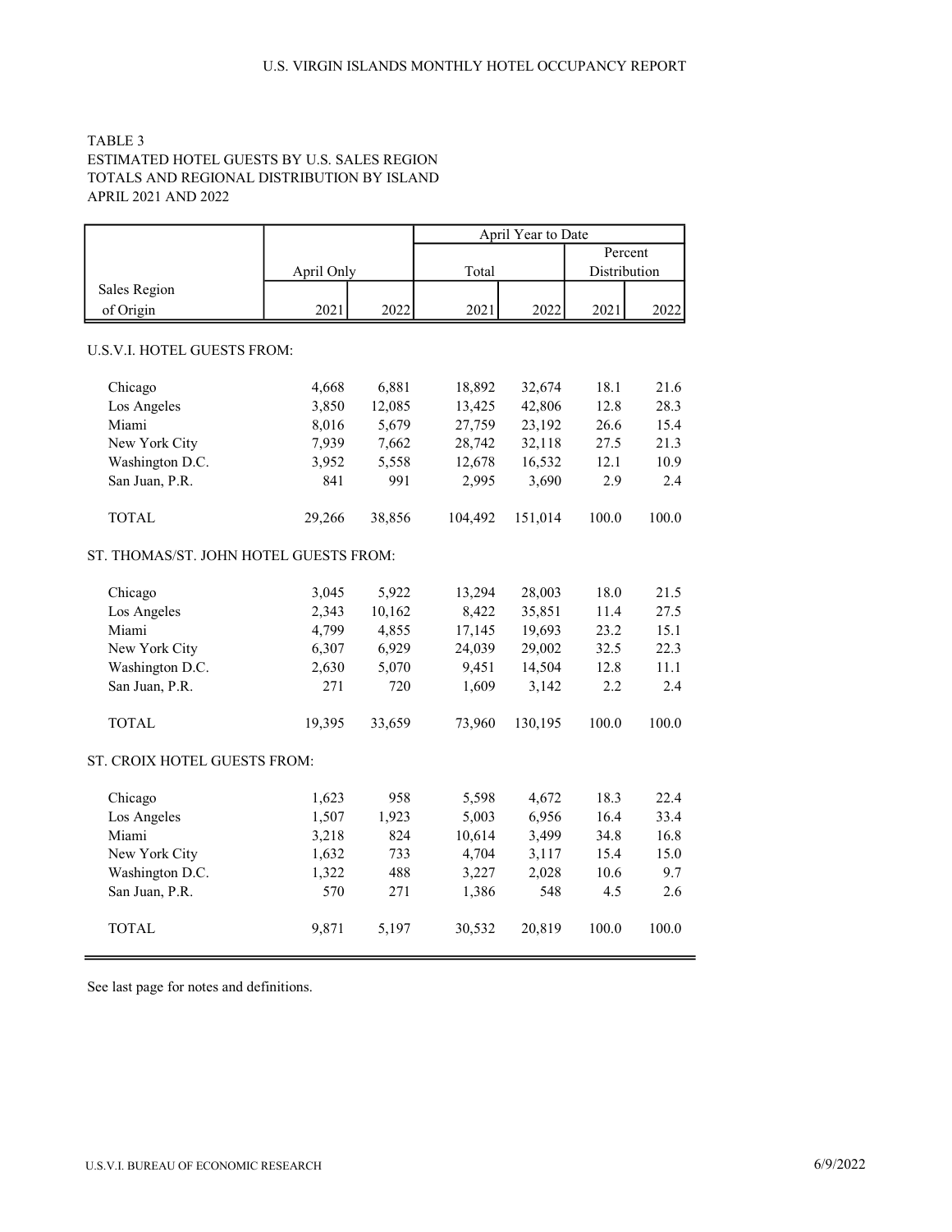TABLE 3
ESTIMATED HOTEL GUESTS BY U.S. SALES REGION
TOTALS AND REGIONAL DISTRIBUTION BY ISLAND
APRIL 2021 AND 2022

| Sales Region of Origin | April Only | | April Year to Date Total | | Percent Distribution | |
|---|---|---|---|---|---|---|
| | 2021 | 2022 | 2021 | 2022 | 2021 | 2022 |
| **U.S.V.I. HOTEL GUESTS FROM:** | | | | | | |
| Chicago | 4,668 | 6,881 | 18,892 | 32,674 | 18.1 | 21.6 |
| Los Angeles | 3,850 | 12,085 | 13,425 | 42,806 | 12.8 | 28.3 |
| Miami | 8,016 | 5,679 | 27,759 | 23,192 | 26.6 | 15.4 |
| New York City | 7,939 | 7,662 | 28,742 | 32,118 | 27.5 | 21.3 |
| Washington D.C. | 3,952 | 5,558 | 12,678 | 16,532 | 12.1 | 10.9 |
| San Juan, P.R. | 841 | 991 | 2,995 | 3,690 | 2.9 | 2.4 |
| TOTAL | 29,266 | 38,856 | 104,492 | 151,014 | 100.0 | 100.0 |
| **ST. THOMAS/ST. JOHN HOTEL GUESTS FROM:** | | | | | | |
| Chicago | 3,045 | 5,922 | 13,294 | 28,003 | 18.0 | 21.5 |
| Los Angeles | 2,343 | 10,162 | 8,422 | 35,851 | 11.4 | 27.5 |
| Miami | 4,799 | 4,855 | 17,145 | 19,693 | 23.2 | 15.1 |
| New York City | 6,307 | 6,929 | 24,039 | 29,002 | 32.5 | 22.3 |
| Washington D.C. | 2,630 | 5,070 | 9,451 | 14,504 | 12.8 | 11.1 |
| San Juan, P.R. | 271 | 720 | 1,609 | 3,142 | 2.2 | 2.4 |
| TOTAL | 19,395 | 33,659 | 73,960 | 130,195 | 100.0 | 100.0 |
| **ST. CROIX HOTEL GUESTS FROM:** | | | | | | |
| Chicago | 1,623 | 958 | 5,598 | 4,672 | 18.3 | 22.4 |
| Los Angeles | 1,507 | 1,923 | 5,003 | 6,956 | 16.4 | 33.4 |
| Miami | 3,218 | 824 | 10,614 | 3,499 | 34.8 | 16.8 |
| New York City | 1,632 | 733 | 4,704 | 3,117 | 15.4 | 15.0 |
| Washington D.C. | 1,322 | 488 | 3,227 | 2,028 | 10.6 | 9.7 |
| San Juan, P.R. | 570 | 271 | 1,386 | 548 | 4.5 | 2.6 |
| TOTAL | 9,871 | 5,197 | 30,532 | 20,819 | 100.0 | 100.0 |

See last page for notes and definitions.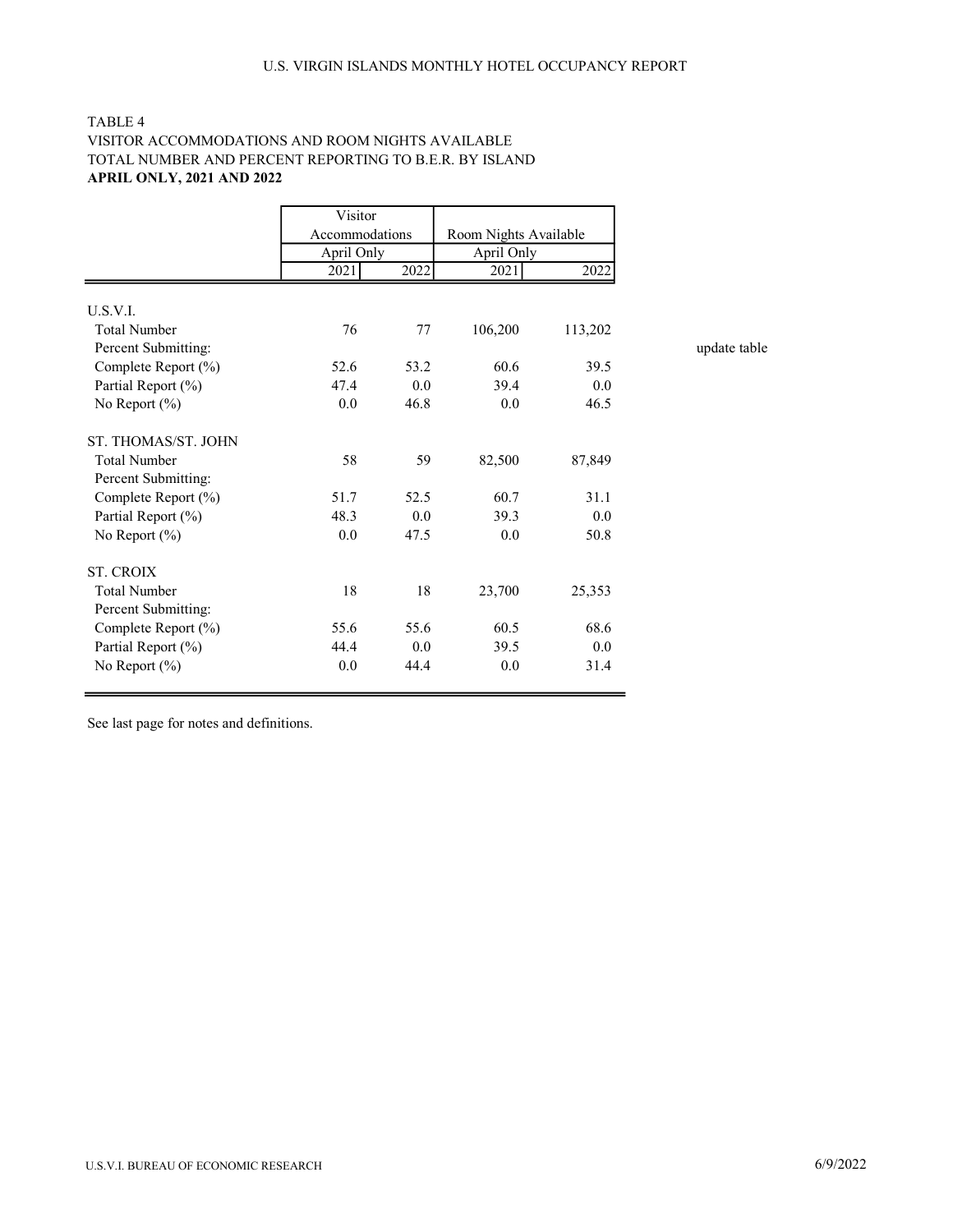TABLE 4
VISITOR ACCOMMODATIONS AND ROOM NIGHTS AVAILABLE
TOTAL NUMBER AND PERCENT REPORTING TO B.E.R. BY ISLAND
**APRIL ONLY, 2021 AND 2022**

| | Visitor Accommodations | | Room Nights Available | |
|---|---|---|---|---|
| | April Only | | April Only | |
| | 2021 | 2022 | 2021 | 2022 |
| U.S.V.I. | | | | |
| Total Number | 76 | 77 | 106,200 | 113,202 |
| Percent Submitting: | | | | |
| Complete Report (%) | 52.6 | 53.2 | 60.6 | 39.5 |
| Partial Report (%) | 47.4 | 0.0 | 39.4 | 0.0 |
| No Report (%) | 0.0 | 46.8 | 0.0 | 46.5 |
| ST. THOMAS/ST. JOHN | | | | |
| Total Number | 58 | 59 | 82,500 | 87,849 |
| Percent Submitting: | | | | |
| Complete Report (%) | 51.7 | 52.5 | 60.7 | 31.1 |
| Partial Report (%) | 48.3 | 0.0 | 39.3 | 0.0 |
| No Report (%) | 0.0 | 47.5 | 0.0 | 50.8 |
| ST. CROIX | | | | |
| Total Number | 18 | 18 | 23,700 | 25,353 |
| Percent Submitting: | | | | |
| Complete Report (%) | 55.6 | 55.6 | 60.5 | 68.6 |
| Partial Report (%) | 44.4 | 0.0 | 39.5 | 0.0 |
| No Report (%) | 0.0 | 44.4 | 0.0 | 31.4 |

update table

See last page for notes and definitions.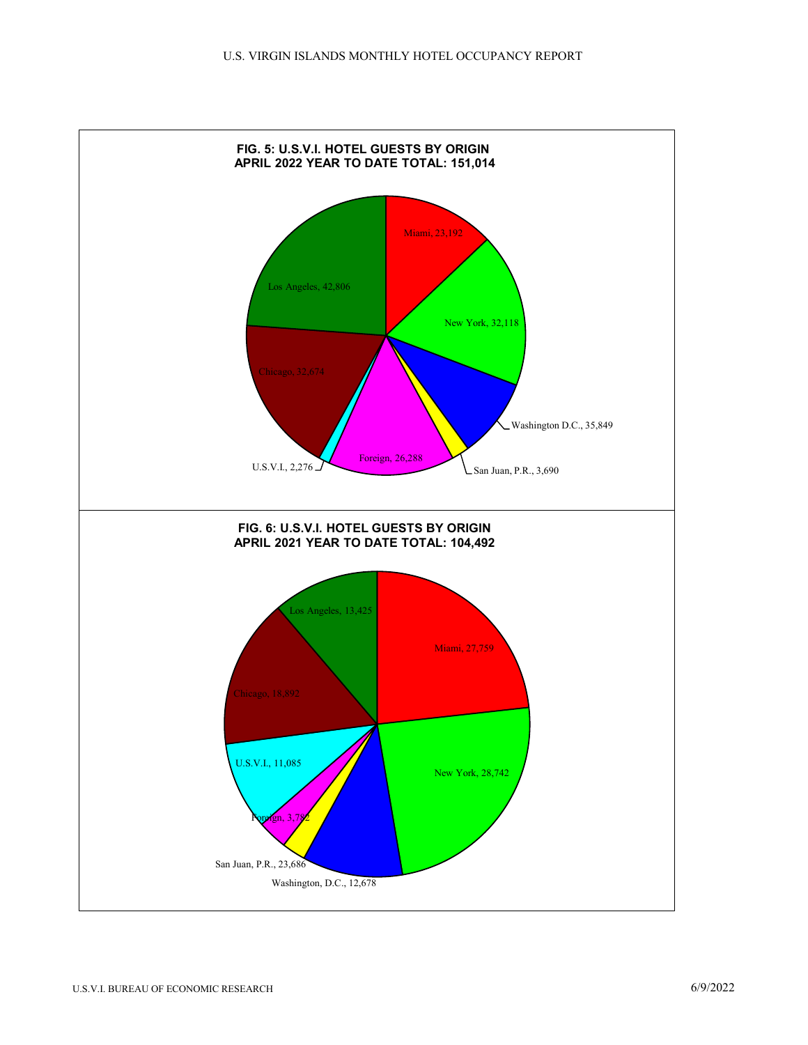**FIG. 5: U.S.V.I. HOTEL GUESTS BY ORIGIN**
**APRIL 2022 YEAR TO DATE TOTAL: 151,014**

Miami, 23,192
New York, 32,118
Washington D.C., 35,849
San Juan, P.R., 3,690
Foreign, 26,288
U.S.V.I., 2,276
Chicago, 32,674
Los Angeles, 42,806

**FIG. 6: U.S.V.I. HOTEL GUESTS BY ORIGIN**
**APRIL 2021 YEAR TO DATE TOTAL: 104,492**

Miami, 27,759
New York, 28,742
Washington, D.C., 12,678
San Juan, P.R., 23,686
Foreign, 3,782
U.S.V.I., 11,085
Chicago, 18,892
Los Angeles, 13,425